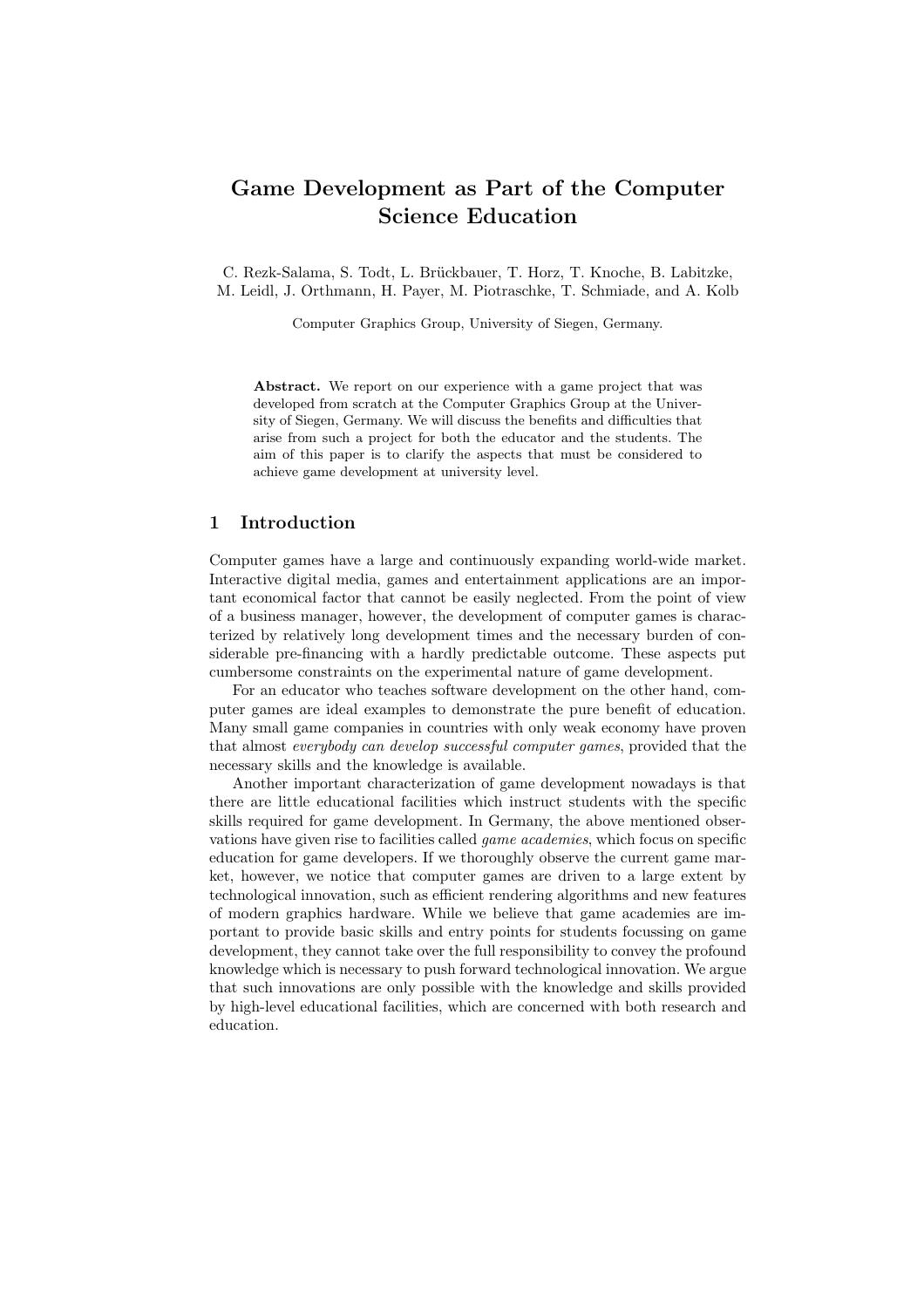# Game Development as Part of the Computer Science Education

C. Rezk-Salama, S. Todt, L. Brückbauer, T. Horz, T. Knoche, B. Labitzke, M. Leidl, J. Orthmann, H. Payer, M. Piotraschke, T. Schmiade, and A. Kolb

Computer Graphics Group, University of Siegen, Germany.

**Abstract.** We report on our experience with a game project that was developed from scratch at the Computer Graphics Group at the University of Siegen, Germany. We will discuss the benefits and difficulties that arise from such a project for both the educator and the students. The aim of this paper is to clarify the aspects that must be considered to achieve game development at university level.

## 1 Introduction

Computer games have a large and continuously expanding world-wide market. Interactive digital media, games and entertainment applications are an important economical factor that cannot be easily neglected. From the point of view of a business manager, however, the development of computer games is characterized by relatively long development times and the necessary burden of considerable pre-financing with a hardly predictable outcome. These aspects put cumbersome constraints on the experimental nature of game development.

For an educator who teaches software development on the other hand, computer games are ideal examples to demonstrate the pure benefit of education. Many small game companies in countries with only weak economy have proven that almost *everybody can develop successful computer games*, provided that the necessary skills and the knowledge is available.

Another important characterization of game development nowadays is that there are little educational facilities which instruct students with the specific skills required for game development. In Germany, the above mentioned observations have given rise to facilities called *game academies*, which focus on specific education for game developers. If we thoroughly observe the current game market, however, we notice that computer games are driven to a large extent by technological innovation, such as efficient rendering algorithms and new features of modern graphics hardware. While we believe that game academies are important to provide basic skills and entry points for students focussing on game development, they cannot take over the full responsibility to convey the profound knowledge which is necessary to push forward technological innovation. We argue that such innovations are only possible with the knowledge and skills provided by high-level educational facilities, which are concerned with both research and education.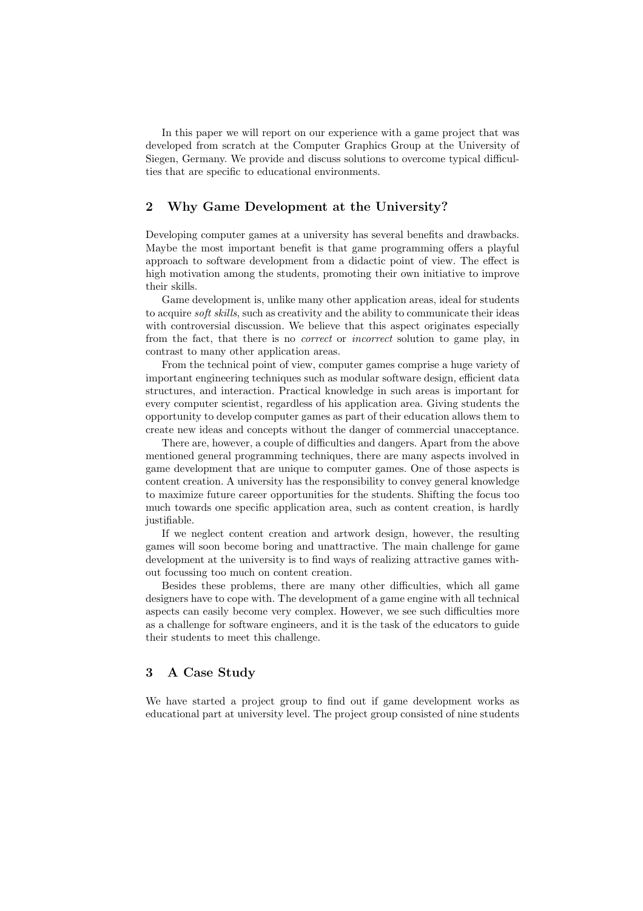In this paper we will report on our experience with a game project that was developed from scratch at the Computer Graphics Group at the University of Siegen, Germany. We provide and discuss solutions to overcome typical difficulties that are specific to educational environments.

## 2 Why Game Development at the University?

Developing computer games at a university has several benefits and drawbacks. Maybe the most important benefit is that game programming offers a playful approach to software development from a didactic point of view. The effect is high motivation among the students, promoting their own initiative to improve their skills.

Game development is, unlike many other application areas, ideal for students to acquire *soft skills*, such as creativity and the ability to communicate their ideas with controversial discussion. We believe that this aspect originates especially from the fact, that there is no *correct* or *incorrect* solution to game play, in contrast to many other application areas.

From the technical point of view, computer games comprise a huge variety of important engineering techniques such as modular software design, efficient data structures, and interaction. Practical knowledge in such areas is important for every computer scientist, regardless of his application area. Giving students the opportunity to develop computer games as part of their education allows them to create new ideas and concepts without the danger of commercial unacceptance.

There are, however, a couple of difficulties and dangers. Apart from the above mentioned general programming techniques, there are many aspects involved in game development that are unique to computer games. One of those aspects is content creation. A university has the responsibility to convey general knowledge to maximize future career opportunities for the students. Shifting the focus too much towards one specific application area, such as content creation, is hardly justifiable.

If we neglect content creation and artwork design, however, the resulting games will soon become boring and unattractive. The main challenge for game development at the university is to find ways of realizing attractive games without focussing too much on content creation.

Besides these problems, there are many other difficulties, which all game designers have to cope with. The development of a game engine with all technical aspects can easily become very complex. However, we see such difficulties more as a challenge for software engineers, and it is the task of the educators to guide their students to meet this challenge.

## 3 A Case Study

We have started a project group to find out if game development works as educational part at university level. The project group consisted of nine students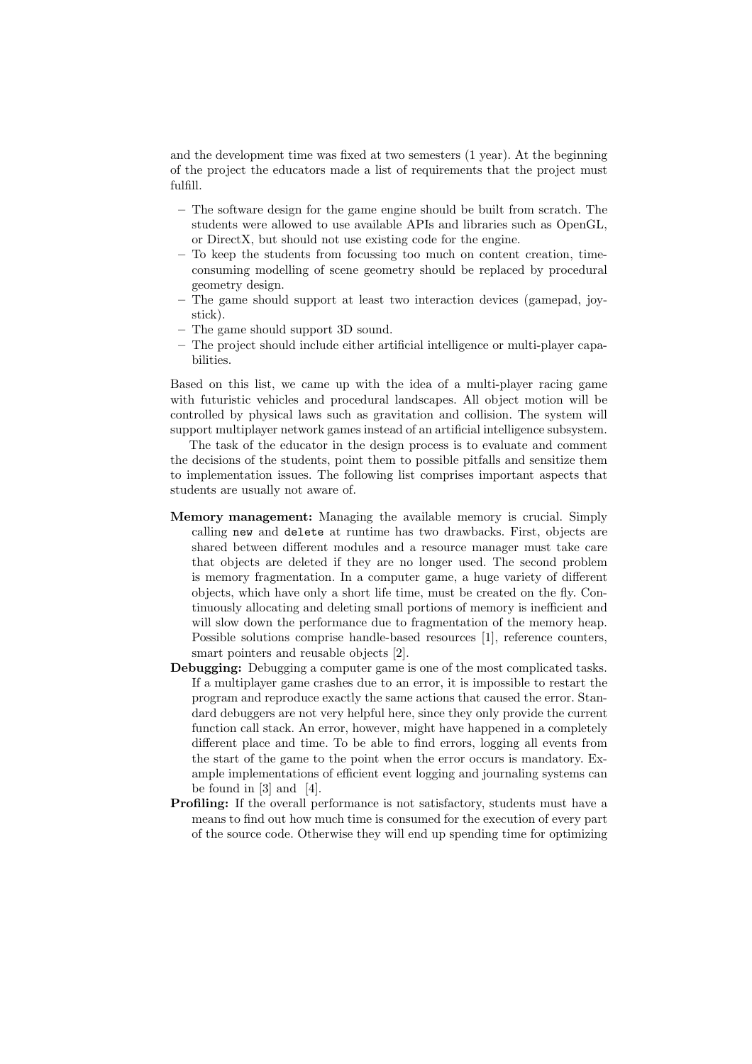and the development time was fixed at two semesters (1 year). At the beginning of the project the educators made a list of requirements that the project must fulfill.

- The software design for the game engine should be built from scratch. The students were allowed to use available APIs and libraries such as OpenGL, or DirectX, but should not use existing code for the engine.
- To keep the students from focussing too much on content creation, time-consuming modelling of scene geometry should be replaced by procedural geometry design.
- The game should support at least two interaction devices (gamepad, joystick).
- The game should support 3D sound.
- The project should include either artificial intelligence or multi-player capabilities.

Based on this list, we came up with the idea of a multi-player racing game with futuristic vehicles and procedural landscapes. All object motion will be controlled by physical laws such as gravitation and collision. The system will support multiplayer network games instead of an artificial intelligence subsystem.

The task of the educator in the design process is to evaluate and comment the decisions of the students, point them to possible pitfalls and sensitize them to implementation issues. The following list comprises important aspects that students are usually not aware of.

**Memory management:** Managing the available memory is crucial. Simply calling `new` and `delete` at runtime has two drawbacks. First, objects are shared between different modules and a resource manager must take care that objects are deleted if they are no longer used. The second problem is memory fragmentation. In a computer game, a huge variety of different objects, which have only a short life time, must be created on the fly. Continuously allocating and deleting small portions of memory is inefficient and will slow down the performance due to fragmentation of the memory heap. Possible solutions comprise handle-based resources [1], reference counters, smart pointers and reusable objects [2].

**Debugging:** Debugging a computer game is one of the most complicated tasks. If a multiplayer game crashes due to an error, it is impossible to restart the program and reproduce exactly the same actions that caused the error. Standard debuggers are not very helpful here, since they only provide the current function call stack. An error, however, might have happened in a completely different place and time. To be able to find errors, logging all events from the start of the game to the point when the error occurs is mandatory. Example implementations of efficient event logging and journaling systems can be found in [3] and [4].

**Profiling:** If the overall performance is not satisfactory, students must have a means to find out how much time is consumed for the execution of every part of the source code. Otherwise they will end up spending time for optimizing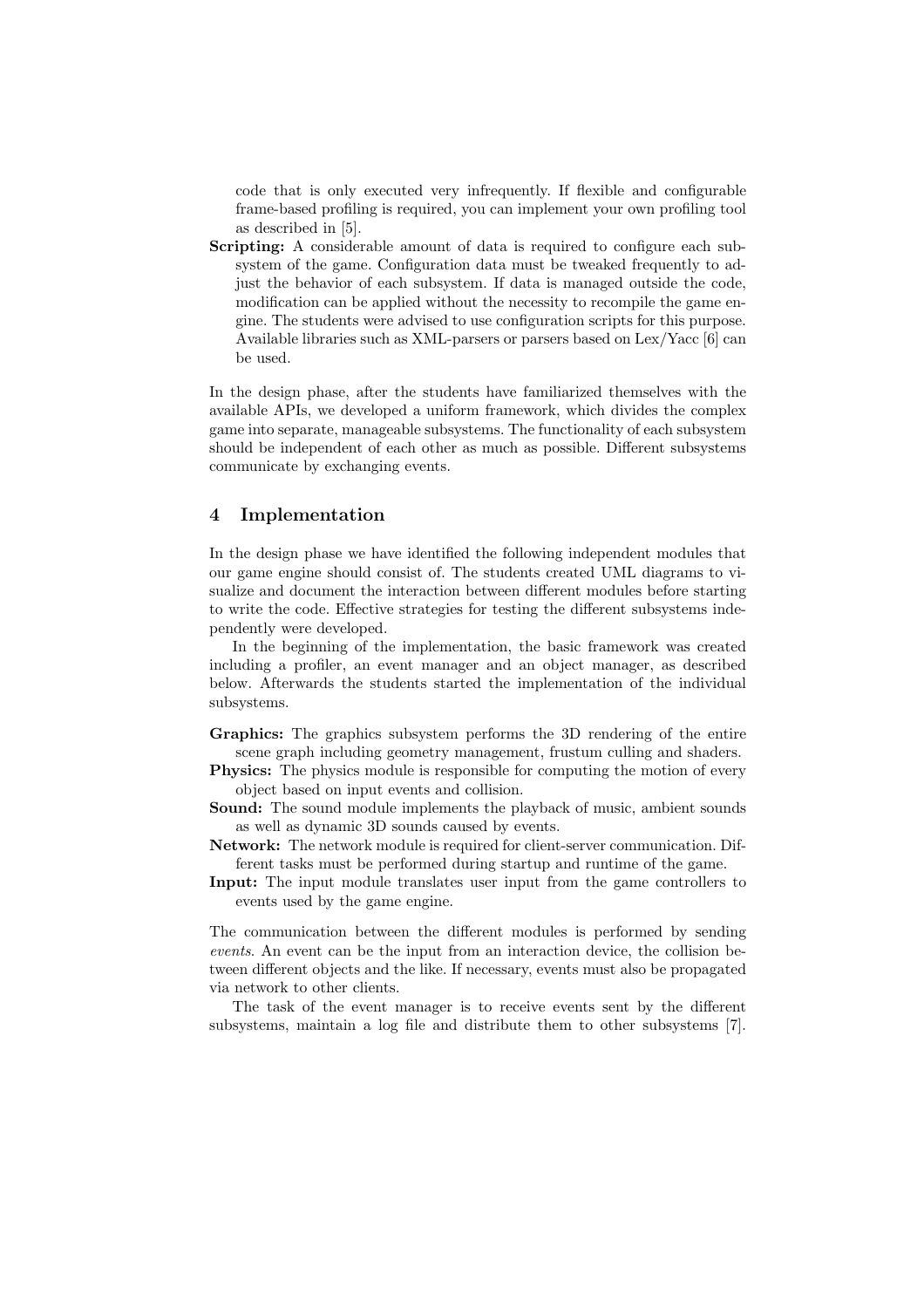code that is only executed very infrequently. If flexible and configurable frame-based profiling is required, you can implement your own profiling tool as described in [5].

**Scripting:** A considerable amount of data is required to configure each subsystem of the game. Configuration data must be tweaked frequently to adjust the behavior of each subsystem. If data is managed outside the code, modification can be applied without the necessity to recompile the game engine. The students were advised to use configuration scripts for this purpose. Available libraries such as XML-parsers or parsers based on Lex/Yacc [6] can be used.

In the design phase, after the students have familiarized themselves with the available APIs, we developed a uniform framework, which divides the complex game into separate, manageable subsystems. The functionality of each subsystem should be independent of each other as much as possible. Different subsystems communicate by exchanging events.

## 4 Implementation

In the design phase we have identified the following independent modules that our game engine should consist of. The students created UML diagrams to visualize and document the interaction between different modules before starting to write the code. Effective strategies for testing the different subsystems independently were developed.

In the beginning of the implementation, the basic framework was created including a profiler, an event manager and an object manager, as described below. Afterwards the students started the implementation of the individual subsystems.

**Graphics:** The graphics subsystem performs the 3D rendering of the entire scene graph including geometry management, frustum culling and shaders.

**Physics:** The physics module is responsible for computing the motion of every object based on input events and collision.

**Sound:** The sound module implements the playback of music, ambient sounds as well as dynamic 3D sounds caused by events.

**Network:** The network module is required for client-server communication. Different tasks must be performed during startup and runtime of the game.

**Input:** The input module translates user input from the game controllers to events used by the game engine.

The communication between the different modules is performed by sending *events*. An event can be the input from an interaction device, the collision between different objects and the like. If necessary, events must also be propagated via network to other clients.

The task of the event manager is to receive events sent by the different subsystems, maintain a log file and distribute them to other subsystems [7].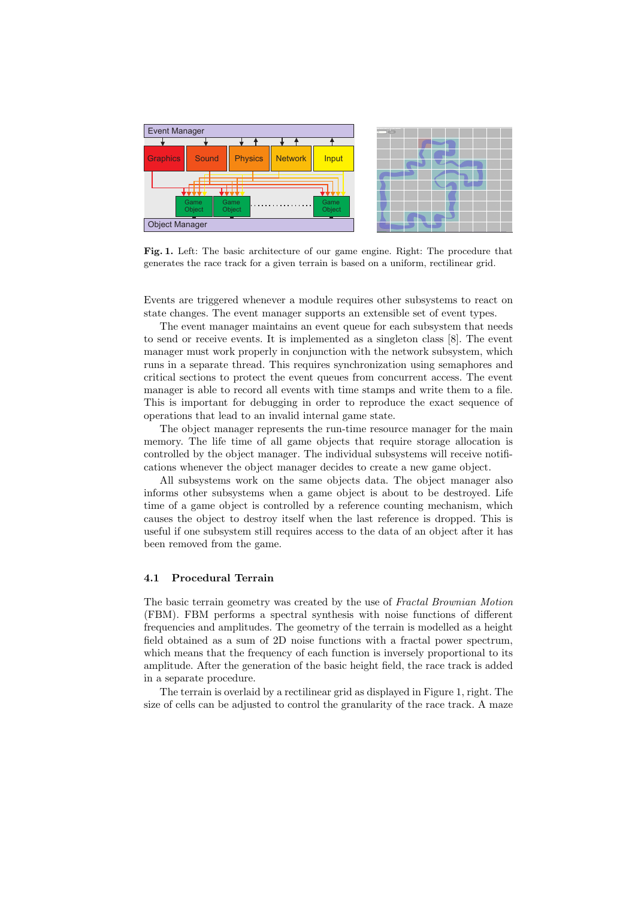**Fig. 1.** Left: The basic architecture of our game engine. Right: The procedure that generates the race track for a given terrain is based on a uniform, rectilinear grid.

Events are triggered whenever a module requires other subsystems to react on state changes. The event manager supports an extensible set of event types.

The event manager maintains an event queue for each subsystem that needs to send or receive events. It is implemented as a singleton class [8]. The event manager must work properly in conjunction with the network subsystem, which runs in a separate thread. This requires synchronization using semaphores and critical sections to protect the event queues from concurrent access. The event manager is able to record all events with time stamps and write them to a file. This is important for debugging in order to reproduce the exact sequence of operations that lead to an invalid internal game state.

The object manager represents the run-time resource manager for the main memory. The life time of all game objects that require storage allocation is controlled by the object manager. The individual subsystems will receive notifications whenever the object manager decides to create a new game object.

All subsystems work on the same objects data. The object manager also informs other subsystems when a game object is about to be destroyed. Life time of a game object is controlled by a reference counting mechanism, which causes the object to destroy itself when the last reference is dropped. This is useful if one subsystem still requires access to the data of an object after it has been removed from the game.

### 4.1 Procedural Terrain

The basic terrain geometry was created by the use of *Fractal Brownian Motion* (FBM). FBM performs a spectral synthesis with noise functions of different frequencies and amplitudes. The geometry of the terrain is modelled as a height field obtained as a sum of 2D noise functions with a fractal power spectrum, which means that the frequency of each function is inversely proportional to its amplitude. After the generation of the basic height field, the race track is added in a separate procedure.

The terrain is overlaid by a rectilinear grid as displayed in Figure 1, right. The size of cells can be adjusted to control the granularity of the race track. A maze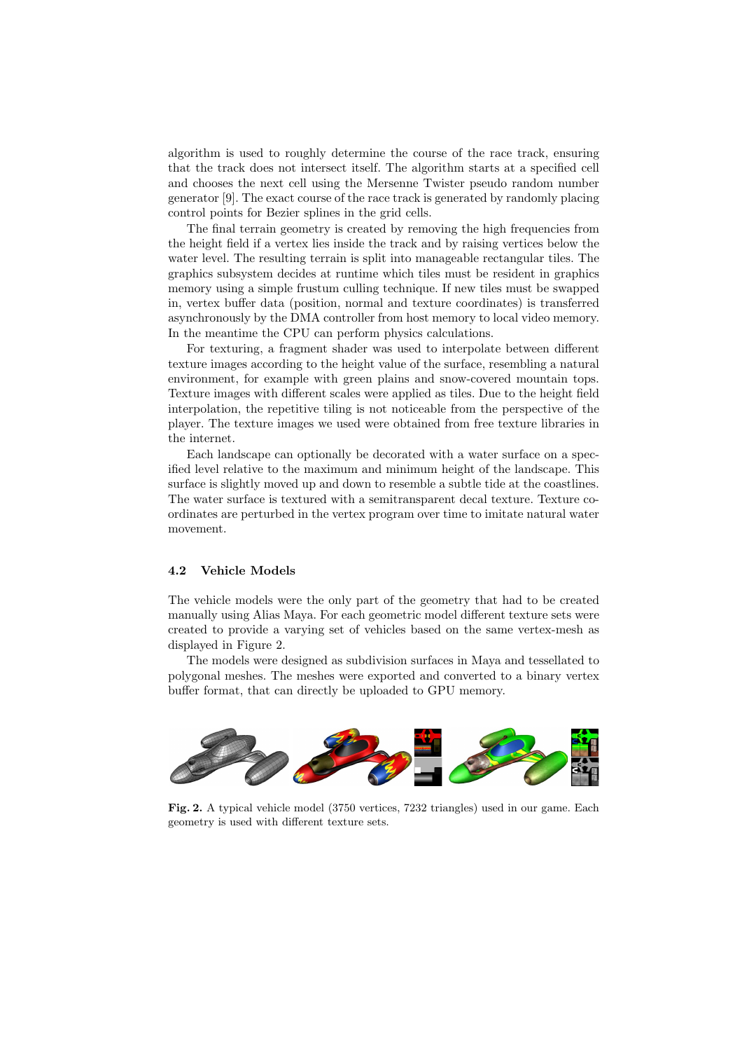algorithm is used to roughly determine the course of the race track, ensuring that the track does not intersect itself. The algorithm starts at a specified cell and chooses the next cell using the Mersenne Twister pseudo random number generator [9]. The exact course of the race track is generated by randomly placing control points for Bezier splines in the grid cells.

The final terrain geometry is created by removing the high frequencies from the height field if a vertex lies inside the track and by raising vertices below the water level. The resulting terrain is split into manageable rectangular tiles. The graphics subsystem decides at runtime which tiles must be resident in graphics memory using a simple frustum culling technique. If new tiles must be swapped in, vertex buffer data (position, normal and texture coordinates) is transferred asynchronously by the DMA controller from host memory to local video memory. In the meantime the CPU can perform physics calculations.

For texturing, a fragment shader was used to interpolate between different texture images according to the height value of the surface, resembling a natural environment, for example with green plains and snow-covered mountain tops. Texture images with different scales were applied as tiles. Due to the height field interpolation, the repetitive tiling is not noticeable from the perspective of the player. The texture images we used were obtained from free texture libraries in the internet.

Each landscape can optionally be decorated with a water surface on a specified level relative to the maximum and minimum height of the landscape. This surface is slightly moved up and down to resemble a subtle tide at the coastlines. The water surface is textured with a semitransparent decal texture. Texture coordinates are perturbed in the vertex program over time to imitate natural water movement.

### 4.2 Vehicle Models

The vehicle models were the only part of the geometry that had to be created manually using Alias Maya. For each geometric model different texture sets were created to provide a varying set of vehicles based on the same vertex-mesh as displayed in Figure 2.

The models were designed as subdivision surfaces in Maya and tessellated to polygonal meshes. The meshes were exported and converted to a binary vertex buffer format, that can directly be uploaded to GPU memory.

**Fig. 2.** A typical vehicle model (3750 vertices, 7232 triangles) used in our game. Each geometry is used with different texture sets.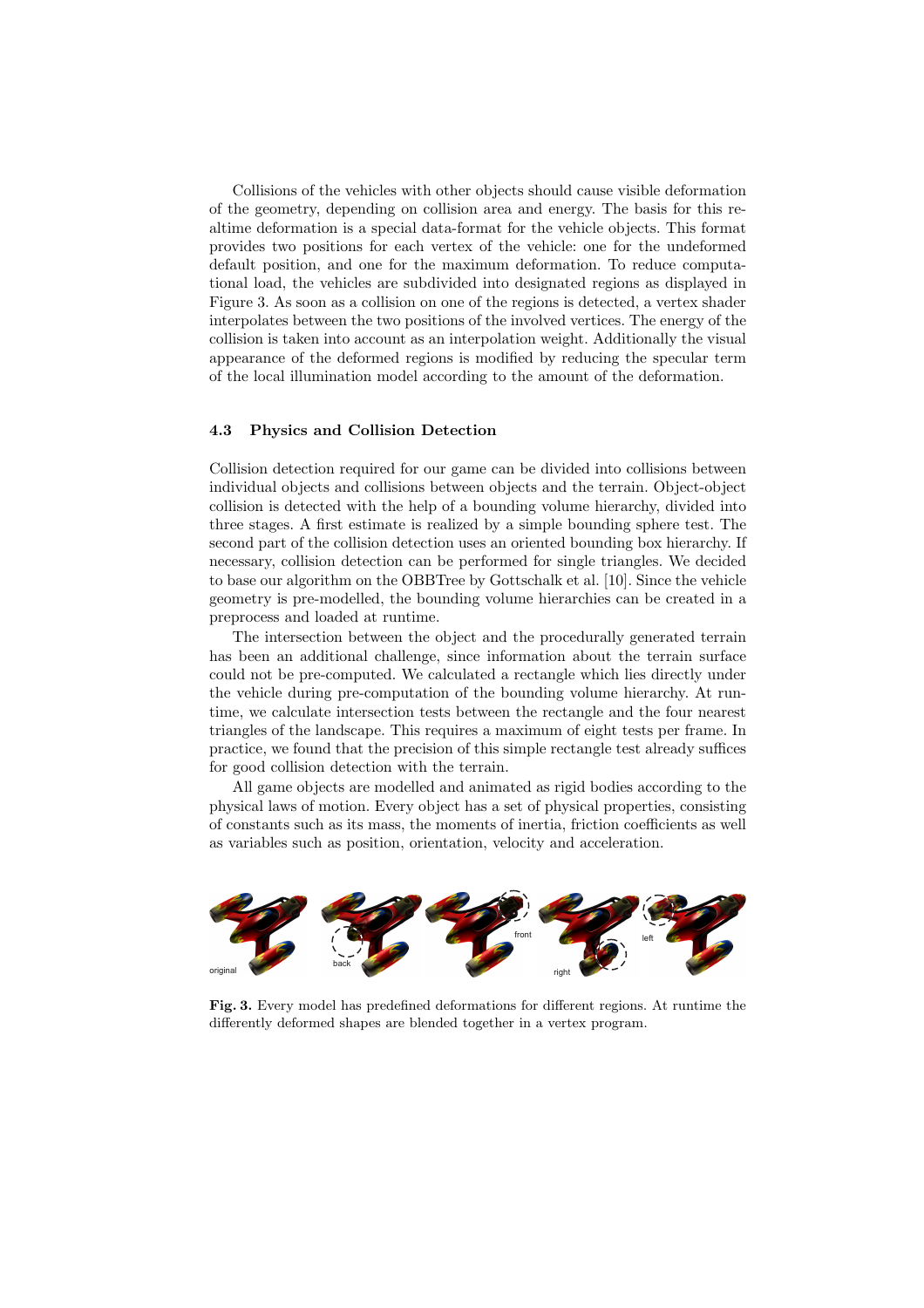Collisions of the vehicles with other objects should cause visible deformation of the geometry, depending on collision area and energy. The basis for this realtime deformation is a special data-format for the vehicle objects. This format provides two positions for each vertex of the vehicle: one for the undeformed default position, and one for the maximum deformation. To reduce computational load, the vehicles are subdivided into designated regions as displayed in Figure 3. As soon as a collision on one of the regions is detected, a vertex shader interpolates between the two positions of the involved vertices. The energy of the collision is taken into account as an interpolation weight. Additionally the visual appearance of the deformed regions is modified by reducing the specular term of the local illumination model according to the amount of the deformation.

### 4.3 Physics and Collision Detection

Collision detection required for our game can be divided into collisions between individual objects and collisions between objects and the terrain. Object-object collision is detected with the help of a bounding volume hierarchy, divided into three stages. A first estimate is realized by a simple bounding sphere test. The second part of the collision detection uses an oriented bounding box hierarchy. If necessary, collision detection can be performed for single triangles. We decided to base our algorithm on the OBBTree by Gottschalk et al. [10]. Since the vehicle geometry is pre-modelled, the bounding volume hierarchies can be created in a preprocess and loaded at runtime.

The intersection between the object and the procedurally generated terrain has been an additional challenge, since information about the terrain surface could not be pre-computed. We calculated a rectangle which lies directly under the vehicle during pre-computation of the bounding volume hierarchy. At runtime, we calculate intersection tests between the rectangle and the four nearest triangles of the landscape. This requires a maximum of eight tests per frame. In practice, we found that the precision of this simple rectangle test already suffices for good collision detection with the terrain.

All game objects are modelled and animated as rigid bodies according to the physical laws of motion. Every object has a set of physical properties, consisting of constants such as its mass, the moments of inertia, friction coefficients as well as variables such as position, orientation, velocity and acceleration.

original back front right left

**Fig. 3.** Every model has predefined deformations for different regions. At runtime the differently deformed shapes are blended together in a vertex program.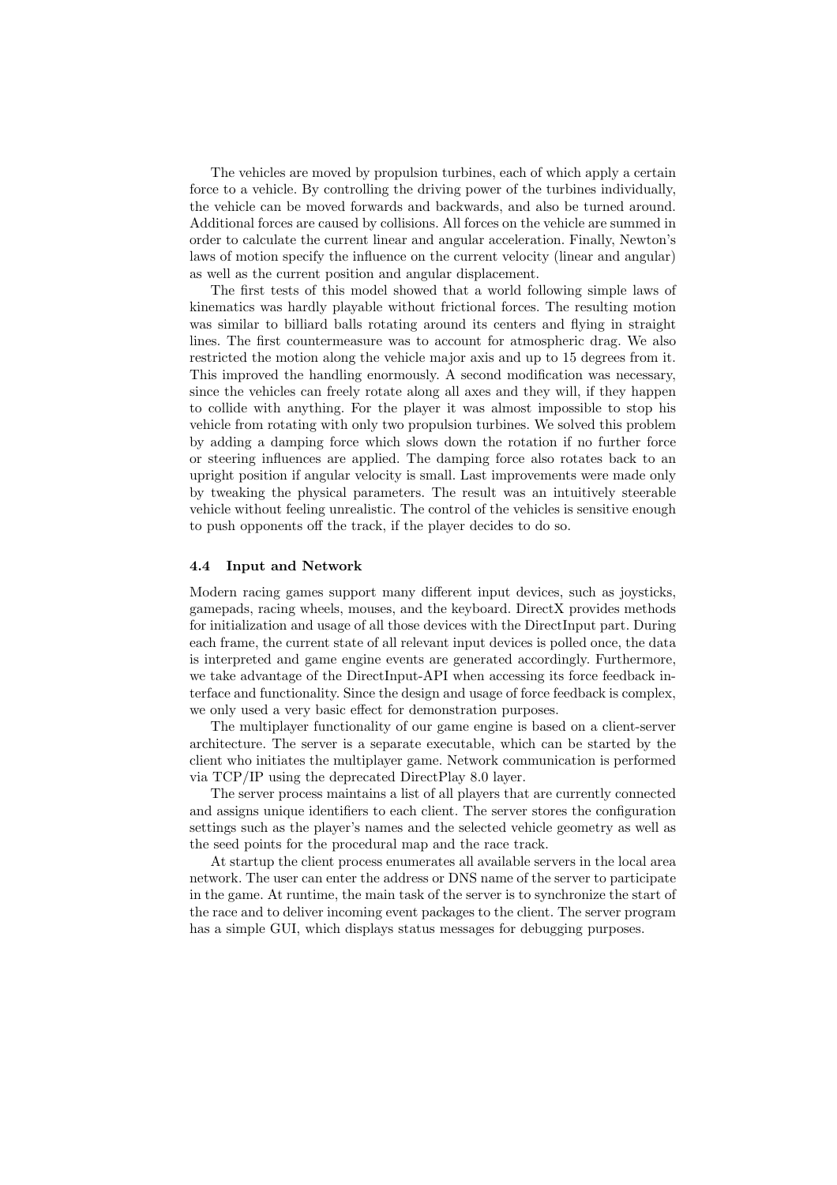The vehicles are moved by propulsion turbines, each of which apply a certain force to a vehicle. By controlling the driving power of the turbines individually, the vehicle can be moved forwards and backwards, and also be turned around. Additional forces are caused by collisions. All forces on the vehicle are summed in order to calculate the current linear and angular acceleration. Finally, Newton's laws of motion specify the influence on the current velocity (linear and angular) as well as the current position and angular displacement.

The first tests of this model showed that a world following simple laws of kinematics was hardly playable without frictional forces. The resulting motion was similar to billiard balls rotating around its centers and flying in straight lines. The first countermeasure was to account for atmospheric drag. We also restricted the motion along the vehicle major axis and up to 15 degrees from it. This improved the handling enormously. A second modification was necessary, since the vehicles can freely rotate along all axes and they will, if they happen to collide with anything. For the player it was almost impossible to stop his vehicle from rotating with only two propulsion turbines. We solved this problem by adding a damping force which slows down the rotation if no further force or steering influences are applied. The damping force also rotates back to an upright position if angular velocity is small. Last improvements were made only by tweaking the physical parameters. The result was an intuitively steerable vehicle without feeling unrealistic. The control of the vehicles is sensitive enough to push opponents off the track, if the player decides to do so.

### 4.4 Input and Network

Modern racing games support many different input devices, such as joysticks, gamepads, racing wheels, mouses, and the keyboard. DirectX provides methods for initialization and usage of all those devices with the DirectInput part. During each frame, the current state of all relevant input devices is polled once, the data is interpreted and game engine events are generated accordingly. Furthermore, we take advantage of the DirectInput-API when accessing its force feedback interface and functionality. Since the design and usage of force feedback is complex, we only used a very basic effect for demonstration purposes.

The multiplayer functionality of our game engine is based on a client-server architecture. The server is a separate executable, which can be started by the client who initiates the multiplayer game. Network communication is performed via TCP/IP using the deprecated DirectPlay 8.0 layer.

The server process maintains a list of all players that are currently connected and assigns unique identifiers to each client. The server stores the configuration settings such as the player's names and the selected vehicle geometry as well as the seed points for the procedural map and the race track.

At startup the client process enumerates all available servers in the local area network. The user can enter the address or DNS name of the server to participate in the game. At runtime, the main task of the server is to synchronize the start of the race and to deliver incoming event packages to the client. The server program has a simple GUI, which displays status messages for debugging purposes.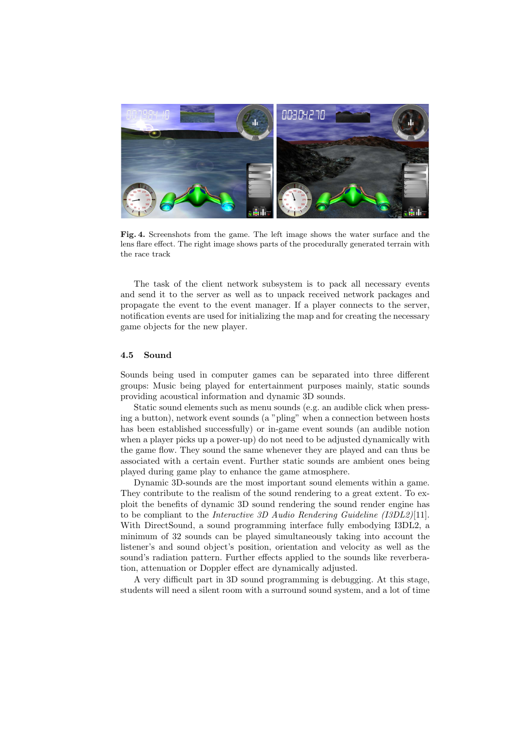**Fig. 4.** Screenshots from the game. The left image shows the water surface and the lens flare effect. The right image shows parts of the procedurally generated terrain with the race track

The task of the client network subsystem is to pack all necessary events and send it to the server as well as to unpack received network packages and propagate the event to the event manager. If a player connects to the server, notification events are used for initializing the map and for creating the necessary game objects for the new player.

### 4.5 Sound

Sounds being used in computer games can be separated into three different groups: Music being played for entertainment purposes mainly, static sounds providing acoustical information and dynamic 3D sounds.

Static sound elements such as menu sounds (e.g. an audible click when pressing a button), network event sounds (a "pling" when a connection between hosts has been established successfully) or in-game event sounds (an audible notion when a player picks up a power-up) do not need to be adjusted dynamically with the game flow. They sound the same whenever they are played and can thus be associated with a certain event. Further static sounds are ambient ones being played during game play to enhance the game atmosphere.

Dynamic 3D-sounds are the most important sound elements within a game. They contribute to the realism of the sound rendering to a great extent. To exploit the benefits of dynamic 3D sound rendering the sound render engine has to be compliant to the *Interactive 3D Audio Rendering Guideline (I3DL2)*[11]. With DirectSound, a sound programming interface fully embodying I3DL2, a minimum of 32 sounds can be played simultaneously taking into account the listener's and sound object's position, orientation and velocity as well as the sound's radiation pattern. Further effects applied to the sounds like reverberation, attenuation or Doppler effect are dynamically adjusted.

A very difficult part in 3D sound programming is debugging. At this stage, students will need a silent room with a surround sound system, and a lot of time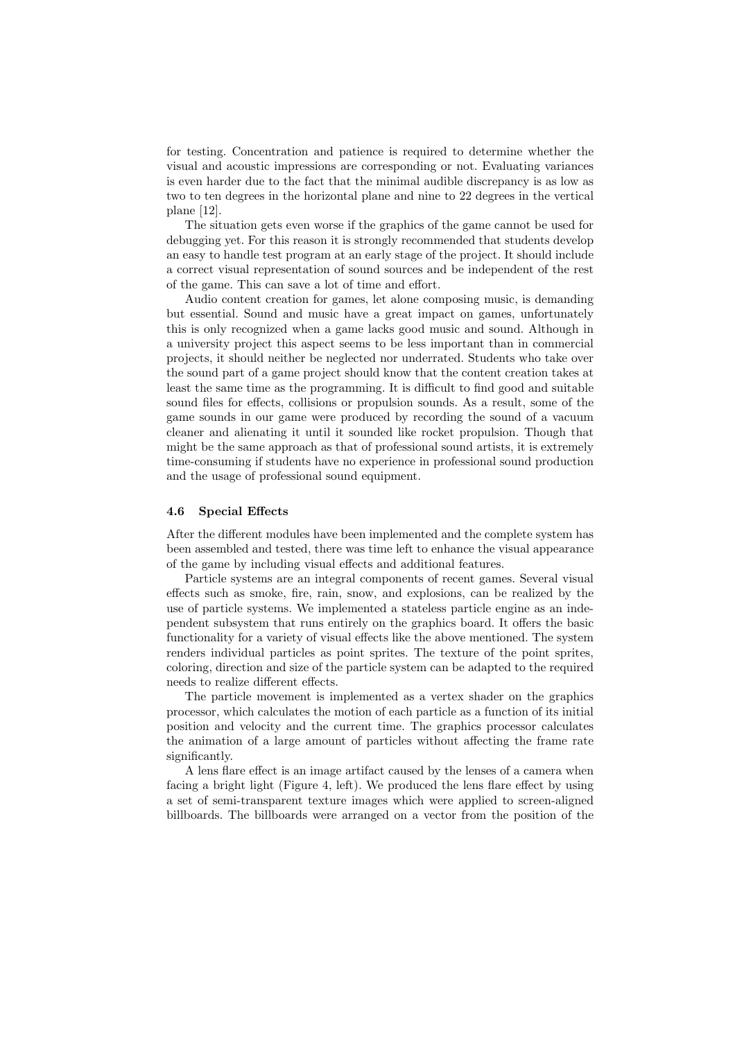for testing. Concentration and patience is required to determine whether the visual and acoustic impressions are corresponding or not. Evaluating variances is even harder due to the fact that the minimal audible discrepancy is as low as two to ten degrees in the horizontal plane and nine to 22 degrees in the vertical plane [12].

The situation gets even worse if the graphics of the game cannot be used for debugging yet. For this reason it is strongly recommended that students develop an easy to handle test program at an early stage of the project. It should include a correct visual representation of sound sources and be independent of the rest of the game. This can save a lot of time and effort.

Audio content creation for games, let alone composing music, is demanding but essential. Sound and music have a great impact on games, unfortunately this is only recognized when a game lacks good music and sound. Although in a university project this aspect seems to be less important than in commercial projects, it should neither be neglected nor underrated. Students who take over the sound part of a game project should know that the content creation takes at least the same time as the programming. It is difficult to find good and suitable sound files for effects, collisions or propulsion sounds. As a result, some of the game sounds in our game were produced by recording the sound of a vacuum cleaner and alienating it until it sounded like rocket propulsion. Though that might be the same approach as that of professional sound artists, it is extremely time-consuming if students have no experience in professional sound production and the usage of professional sound equipment.

### 4.6 Special Effects

After the different modules have been implemented and the complete system has been assembled and tested, there was time left to enhance the visual appearance of the game by including visual effects and additional features.

Particle systems are an integral components of recent games. Several visual effects such as smoke, fire, rain, snow, and explosions, can be realized by the use of particle systems. We implemented a stateless particle engine as an independent subsystem that runs entirely on the graphics board. It offers the basic functionality for a variety of visual effects like the above mentioned. The system renders individual particles as point sprites. The texture of the point sprites, coloring, direction and size of the particle system can be adapted to the required needs to realize different effects.

The particle movement is implemented as a vertex shader on the graphics processor, which calculates the motion of each particle as a function of its initial position and velocity and the current time. The graphics processor calculates the animation of a large amount of particles without affecting the frame rate significantly.

A lens flare effect is an image artifact caused by the lenses of a camera when facing a bright light (Figure 4, left). We produced the lens flare effect by using a set of semi-transparent texture images which were applied to screen-aligned billboards. The billboards were arranged on a vector from the position of the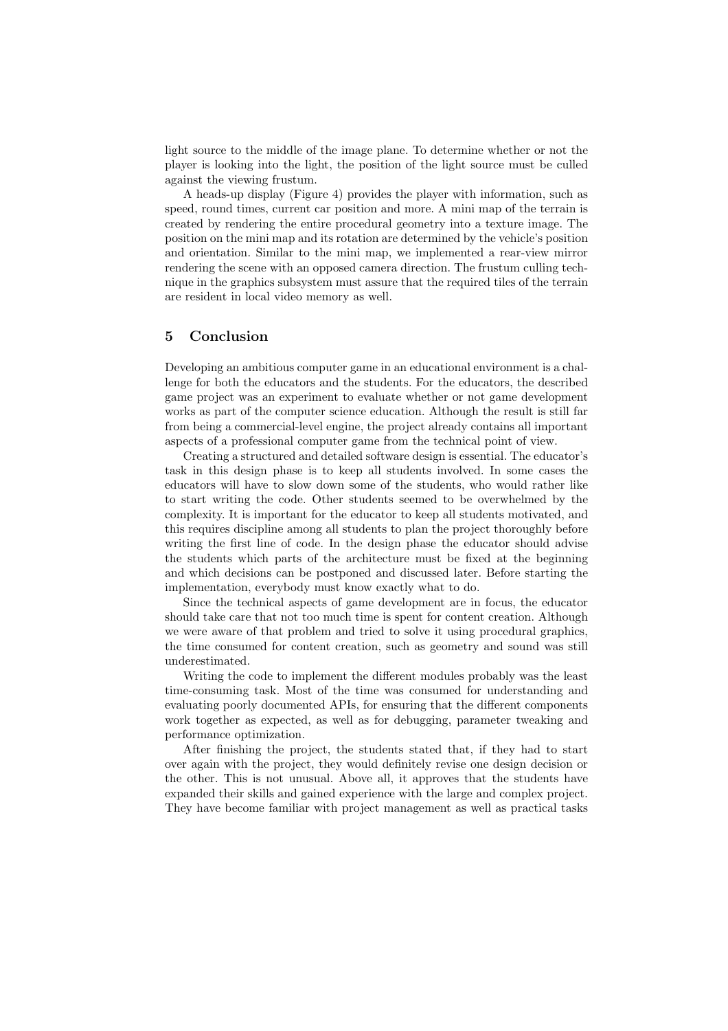light source to the middle of the image plane. To determine whether or not the player is looking into the light, the position of the light source must be culled against the viewing frustum.

A heads-up display (Figure 4) provides the player with information, such as speed, round times, current car position and more. A mini map of the terrain is created by rendering the entire procedural geometry into a texture image. The position on the mini map and its rotation are determined by the vehicle's position and orientation. Similar to the mini map, we implemented a rear-view mirror rendering the scene with an opposed camera direction. The frustum culling technique in the graphics subsystem must assure that the required tiles of the terrain are resident in local video memory as well.

## 5 Conclusion

Developing an ambitious computer game in an educational environment is a challenge for both the educators and the students. For the educators, the described game project was an experiment to evaluate whether or not game development works as part of the computer science education. Although the result is still far from being a commercial-level engine, the project already contains all important aspects of a professional computer game from the technical point of view.

Creating a structured and detailed software design is essential. The educator's task in this design phase is to keep all students involved. In some cases the educators will have to slow down some of the students, who would rather like to start writing the code. Other students seemed to be overwhelmed by the complexity. It is important for the educator to keep all students motivated, and this requires discipline among all students to plan the project thoroughly before writing the first line of code. In the design phase the educator should advise the students which parts of the architecture must be fixed at the beginning and which decisions can be postponed and discussed later. Before starting the implementation, everybody must know exactly what to do.

Since the technical aspects of game development are in focus, the educator should take care that not too much time is spent for content creation. Although we were aware of that problem and tried to solve it using procedural graphics, the time consumed for content creation, such as geometry and sound was still underestimated.

Writing the code to implement the different modules probably was the least time-consuming task. Most of the time was consumed for understanding and evaluating poorly documented APIs, for ensuring that the different components work together as expected, as well as for debugging, parameter tweaking and performance optimization.

After finishing the project, the students stated that, if they had to start over again with the project, they would definitely revise one design decision or the other. This is not unusual. Above all, it approves that the students have expanded their skills and gained experience with the large and complex project. They have become familiar with project management as well as practical tasks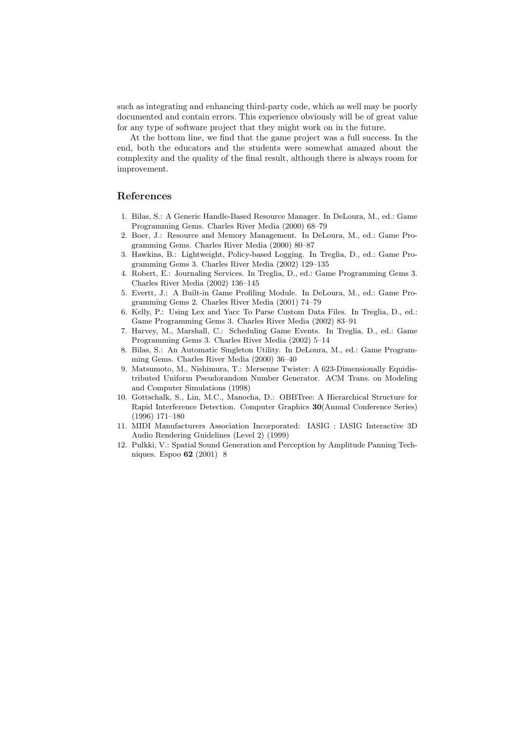such as integrating and enhancing third-party code, which as well may be poorly documented and contain errors. This experience obviously will be of great value for any type of software project that they might work on in the future.

At the bottom line, we find that the game project was a full success. In the end, both the educators and the students were somewhat amazed about the complexity and the quality of the final result, although there is always room for improvement.

## References

1. Bilas, S.: A Generic Handle-Based Resource Manager. In DeLoura, M., ed.: Game Programming Gems. Charles River Media (2000) 68–79
2. Boer, J.: Resource and Memory Management. In DeLoura, M., ed.: Game Programming Gems. Charles River Media (2000) 80–87
3. Hawkins, B.: Lightweight, Policy-based Logging. In Treglia, D., ed.: Game Programming Gems 3. Charles River Media (2002) 129–135
4. Robert, E.: Journaling Services. In Treglia, D., ed.: Game Programming Gems 3. Charles River Media (2002) 136–145
5. Evertt, J.: A Built-in Game Profiling Module. In DeLoura, M., ed.: Game Programming Gems 2. Charles River Media (2001) 74–79
6. Kelly, P.: Using Lex and Yacc To Parse Custom Data Files. In Treglia, D., ed.: Game Programming Gems 3. Charles River Media (2002) 83–91
7. Harvey, M., Marshall, C.: Scheduling Game Events. In Treglia, D., ed.: Game Programming Gems 3. Charles River Media (2002) 5–14
8. Bilas, S.: An Automatic Singleton Utility. In DeLoura, M., ed.: Game Programming Gems. Charles River Media (2000) 36–40
9. Matsumoto, M., Nishimura, T.: Mersenne Twister: A 623-Dimensionally Equidistributed Uniform Pseudorandom Number Generator. ACM Trans. on Modeling and Computer Simulations (1998)
10. Gottschalk, S., Lin, M.C., Manocha, D.: OBBTree: A Hierarchical Structure for Rapid Interference Detection. Computer Graphics **30**(Annual Conference Series) (1996) 171–180
11. MIDI Manufacturers Association Incorporated: IASIG : IASIG Interactive 3D Audio Rendering Guidelines (Level 2) (1999)
12. Pulkki, V.: Spatial Sound Generation and Perception by Amplitude Panning Techniques. Espoo **62** (2001) 8